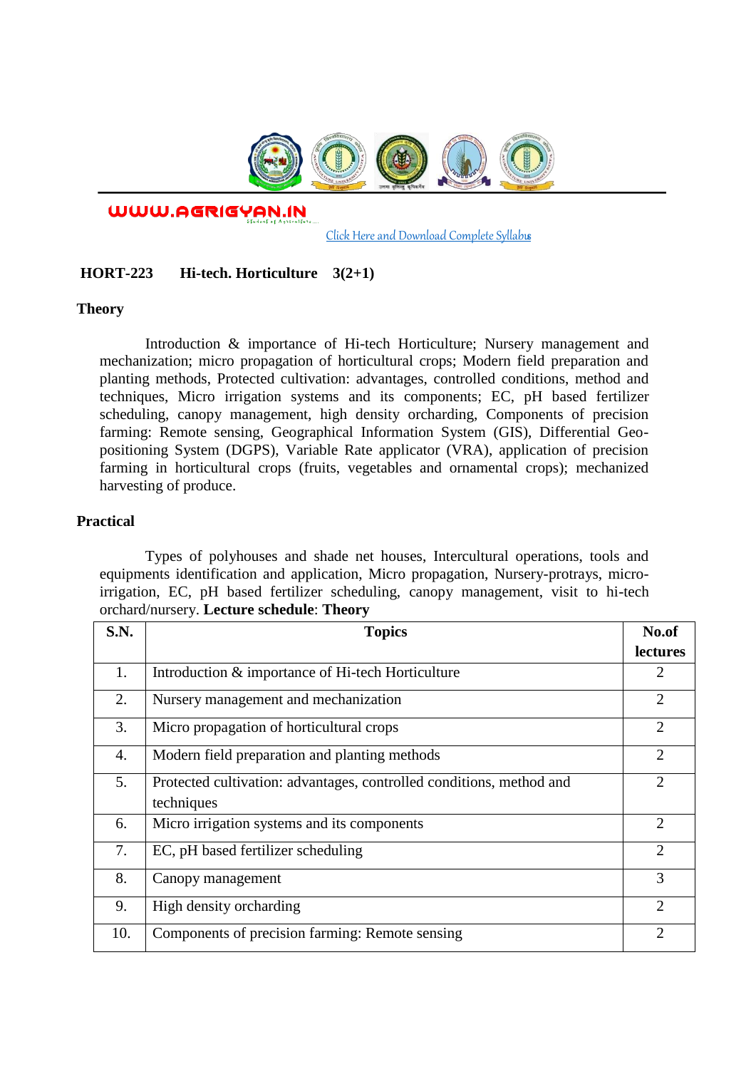WWW.AGRIGYAN.IN

Click Here and Download Complete Syllabus

**HORT-223 Hi-tech. Horticulture 3(2+1)**

**Theory**

Introduction & importance of Hi-tech Horticulture; Nursery management and mechanization; micro propagation of horticultural crops; Modern field preparation and planting methods, Protected cultivation: advantages, controlled conditions, method and techniques, Micro irrigation systems and its components; EC, pH based fertilizer scheduling, canopy management, high density orcharding, Components of precision farming: Remote sensing, Geographical Information System (GIS), Differential Geo-positioning System (DGPS), Variable Rate applicator (VRA), application of precision farming in horticultural crops (fruits, vegetables and ornamental crops); mechanized harvesting of produce.

**Practical**

Types of polyhouses and shade net houses, Intercultural operations, tools and equipments identification and application, Micro propagation, Nursery-protrays, micro-irrigation, EC, pH based fertilizer scheduling, canopy management, visit to hi-tech orchard/nursery. **Lecture schedule**: **Theory**

| S.N. | Topics | No.of lectures |
|---|---|---|
| 1. | Introduction & importance of Hi-tech Horticulture | 2 |
| 2. | Nursery management and mechanization | 2 |
| 3. | Micro propagation of horticultural crops | 2 |
| 4. | Modern field preparation and planting methods | 2 |
| 5. | Protected cultivation: advantages, controlled conditions, method and techniques | 2 |
| 6. | Micro irrigation systems and its components | 2 |
| 7. | EC, pH based fertilizer scheduling | 2 |
| 8. | Canopy management | 3 |
| 9. | High density orcharding | 2 |
| 10. | Components of precision farming: Remote sensing | 2 |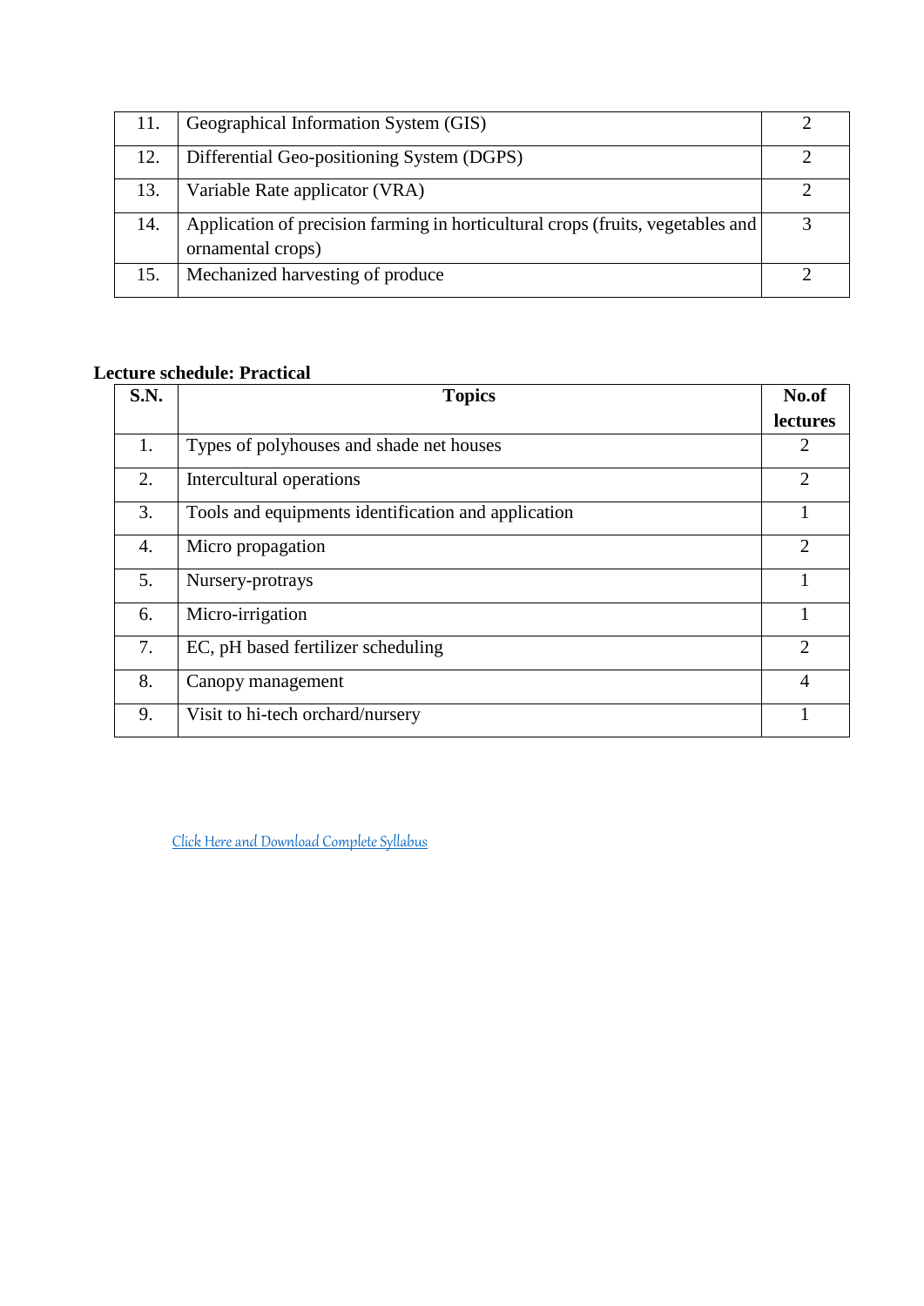| | | |
|---|---|---|
| 11. | Geographical Information System (GIS) | 2 |
| 12. | Differential Geo-positioning System (DGPS) | 2 |
| 13. | Variable Rate applicator (VRA) | 2 |
| 14. | Application of precision farming in horticultural crops (fruits, vegetables and ornamental crops) | 3 |
| 15. | Mechanized harvesting of produce | 2 |

**Lecture schedule: Practical**

| S.N. | Topics | No.of lectures |
|---|---|---|
| 1. | Types of polyhouses and shade net houses | 2 |
| 2. | Intercultural operations | 2 |
| 3. | Tools and equipments identification and application | 1 |
| 4. | Micro propagation | 2 |
| 5. | Nursery-protrays | 1 |
| 6. | Micro-irrigation | 1 |
| 7. | EC, pH based fertilizer scheduling | 2 |
| 8. | Canopy management | 4 |
| 9. | Visit to hi-tech orchard/nursery | 1 |

Click Here and Download Complete Syllabus